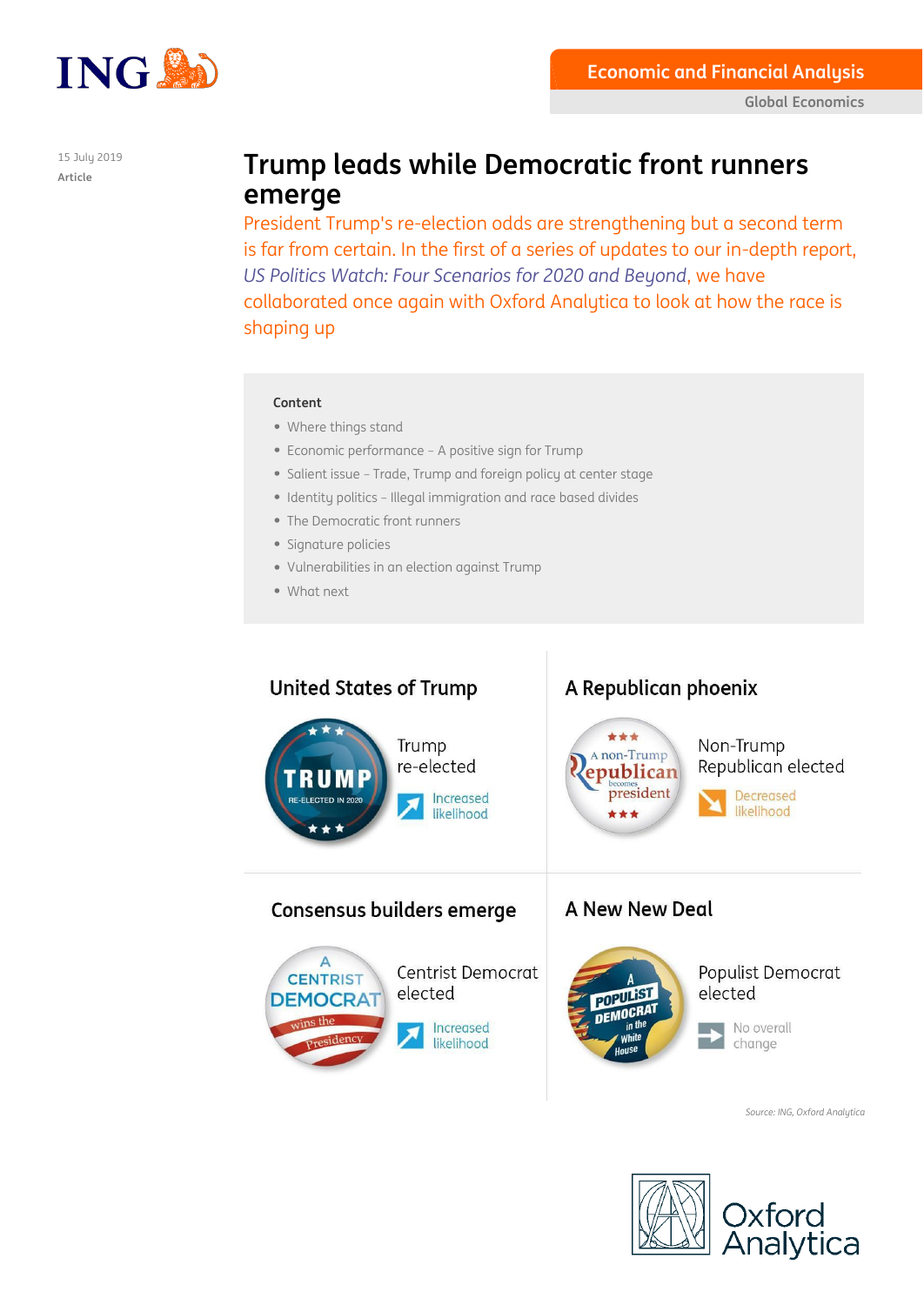15 July 2019
Article

# Trump leads while Democratic front runners emerge

President Trump's re-election odds are strengthening but a second term is far from certain. In the first of a series of updates to our in-depth report, *US Politics Watch: Four Scenarios for 2020 and Beyond*, we have collaborated once again with Oxford Analytica to look at how the race is shaping up

**Content**

- Where things stand
- Economic performance – A positive sign for Trump
- Salient issue – Trade, Trump and foreign policy at center stage
- Identity politics – Illegal immigration and race based divides
- The Democratic front runners
- Signature policies
- Vulnerabilities in an election against Trump
- What next

### United States of Trump

Trump re-elected

Increased likelihood

### A Republican phoenix

Non-Trump Republican elected

Decreased likelihood

### Consensus builders emerge

Centrist Democrat elected

Increased likelihood

### A New New Deal

Populist Democrat elected

No overall change

Source: ING, Oxford Analytica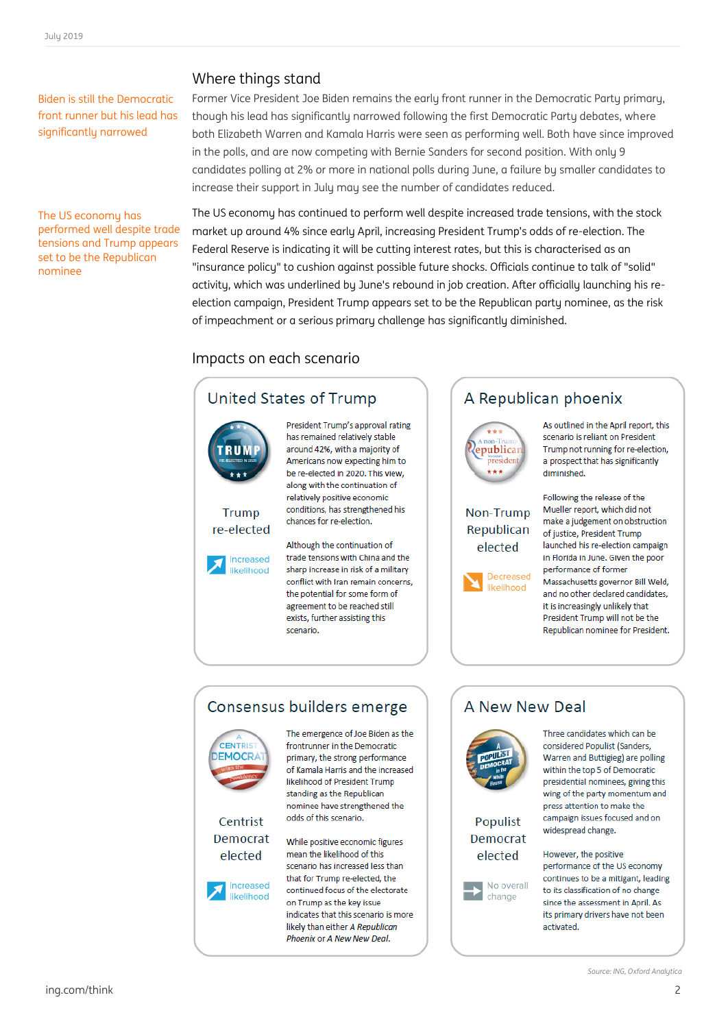## Where things stand

Biden is still the Democratic front runner but his lead has significantly narrowed

Former Vice President Joe Biden remains the early front runner in the Democratic Party primary, though his lead has significantly narrowed following the first Democratic Party debates, where both Elizabeth Warren and Kamala Harris were seen as performing well. Both have since improved in the polls, and are now competing with Bernie Sanders for second position. With only 9 candidates polling at 2% or more in national polls during June, a failure by smaller candidates to increase their support in July may see the number of candidates reduced.

The US economy has performed well despite trade tensions and Trump appears set to be the Republican nominee

The US economy has continued to perform well despite increased trade tensions, with the stock market up around 4% since early April, increasing President Trump's odds of re-election. The Federal Reserve is indicating it will be cutting interest rates, but this is characterised as an "insurance policy" to cushion against possible future shocks. Officials continue to talk of "solid" activity, which was underlined by June's rebound in job creation. After officially launching his re-election campaign, President Trump appears set to be the Republican party nominee, as the risk of impeachment or a serious primary challenge has significantly diminished.

## Impacts on each scenario

### United States of Trump

Trump re-elected

Increased likelihood

President Trump's approval rating has remained relatively stable around 42%, with a majority of Americans now expecting him to be re-elected in 2020. This view, along with the continuation of relatively positive economic conditions, has strengthened his chances for re-election.

Although the continuation of trade tensions with China and the sharp increase in risk of a military conflict with Iran remain concerns, the potential for some form of agreement to be reached still exists, further assisting this scenario.

### A Republican phoenix

Non-Trump Republican elected

Decreased likelihood

As outlined in the April report, this scenario is reliant on President Trump not running for re-election, a prospect that has significantly diminished.

Following the release of the Mueller report, which did not make a judgement on obstruction of justice, President Trump launched his re-election campaign in Florida in June. Given the poor performance of former Massachusetts governor Bill Weld, and no other declared candidates, it is increasingly unlikely that President Trump will not be the Republican nominee for President.

### Consensus builders emerge

Centrist Democrat elected

Increased likelihood

The emergence of Joe Biden as the frontrunner in the Democratic primary, the strong performance of Kamala Harris and the increased likelihood of President Trump standing as the Republican nominee have strengthened the odds of this scenario.

While positive economic figures mean the likelihood of this scenario has increased less than that for Trump re-elected, the continued focus of the electorate on Trump as the key issue indicates that this scenario is more likely than either *A Republican Phoenix* or *A New New Deal*.

### A New New Deal

Populist Democrat elected

No overall change

Three candidates which can be considered Populist (Sanders, Warren and Buttigieg) are polling within the top 5 of Democratic presidential nominees, giving this wing of the party momentum and press attention to make the campaign issues focused and on widespread change.

However, the positive performance of the US economy continues to be a mitigant, leading to its classification of no change since the assessment in April. As its primary drivers have not been activated.

*Source: ING, Oxford Analytica*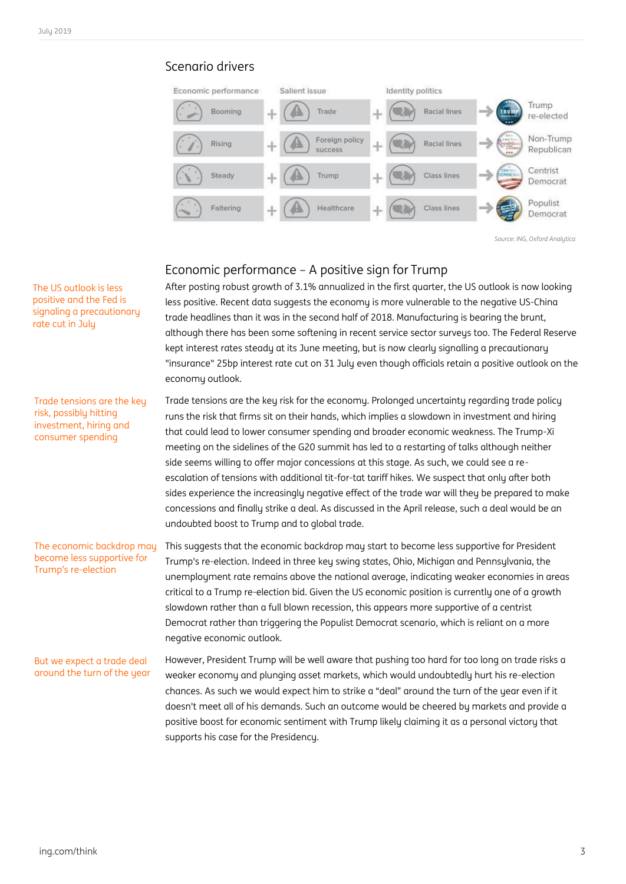## Scenario drivers

Economic performance

Salient issue

Identity politics

Booming + Trade + Racial lines → Trump re-elected

Rising + Foreign policy success + Racial lines → Non-Trump Republican

Steady + Trump + Class lines → Centrist Democrat

Faltering + Healthcare + Class lines → Populist Democrat

Source: ING, Oxford Analytica

## Economic performance – A positive sign for Trump

*The US outlook is less positive and the Fed is signaling a precautionary rate cut in July*

After posting robust growth of 3.1% annualized in the first quarter, the US outlook is now looking less positive. Recent data suggests the economy is more vulnerable to the negative US-China trade headlines than it was in the second half of 2018. Manufacturing is bearing the brunt, although there has been some softening in recent service sector surveys too. The Federal Reserve kept interest rates steady at its June meeting, but is now clearly signalling a precautionary "insurance" 25bp interest rate cut on 31 July even though officials retain a positive outlook on the economy outlook.

*Trade tensions are the key risk, possibly hitting investment, hiring and consumer spending*

Trade tensions are the key risk for the economy. Prolonged uncertainty regarding trade policy runs the risk that firms sit on their hands, which implies a slowdown in investment and hiring that could lead to lower consumer spending and broader economic weakness. The Trump-Xi meeting on the sidelines of the G20 summit has led to a restarting of talks although neither side seems willing to offer major concessions at this stage. As such, we could see a re-escalation of tensions with additional tit-for-tat tariff hikes. We suspect that only after both sides experience the increasingly negative effect of the trade war will they be prepared to make concessions and finally strike a deal. As discussed in the April release, such a deal would be an undoubted boost to Trump and to global trade.

*The economic backdrop may become less supportive for Trump's re-election*

This suggests that the economic backdrop may start to become less supportive for President Trump's re-election. Indeed in three key swing states, Ohio, Michigan and Pennsylvania, the unemployment rate remains above the national average, indicating weaker economies in areas critical to a Trump re-election bid. Given the US economic position is currently one of a growth slowdown rather than a full blown recession, this appears more supportive of a centrist Democrat rather than triggering the Populist Democrat scenario, which is reliant on a more negative economic outlook.

*But we expect a trade deal around the turn of the year*

However, President Trump will be well aware that pushing too hard for too long on trade risks a weaker economy and plunging asset markets, which would undoubtedly hurt his re-election chances. As such we would expect him to strike a "deal" around the turn of the year even if it doesn't meet all of his demands. Such an outcome would be cheered by markets and provide a positive boost for economic sentiment with Trump likely claiming it as a personal victory that supports his case for the Presidency.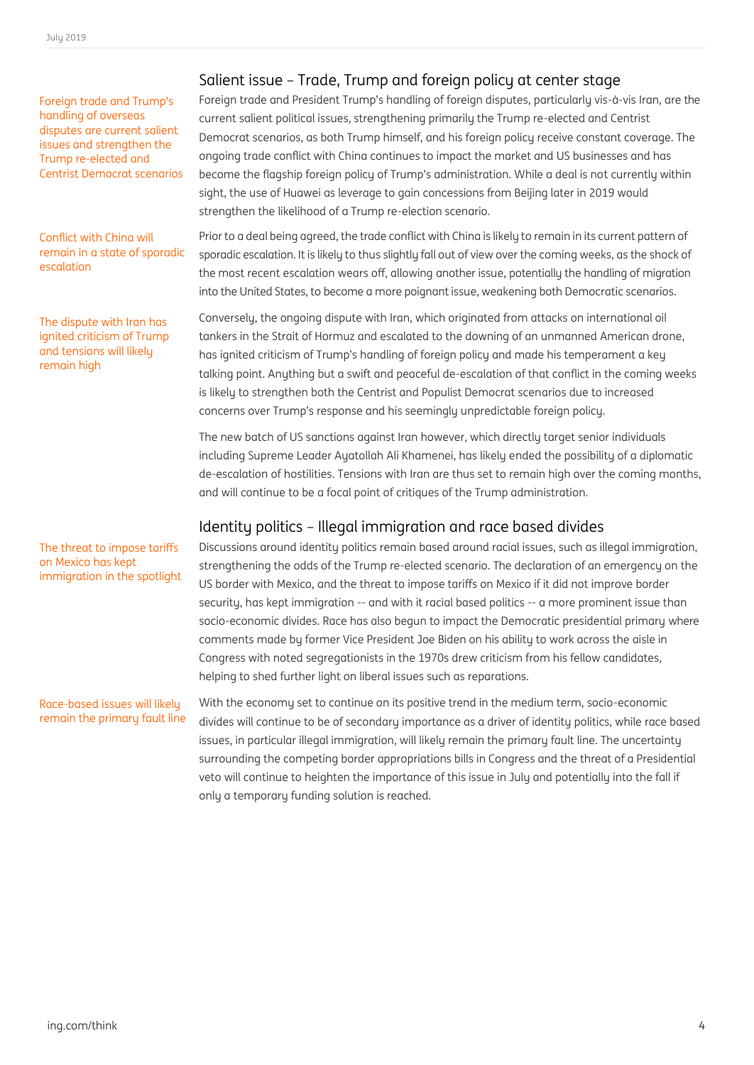## Salient issue – Trade, Trump and foreign policy at center stage

Foreign trade and Trump's handling of overseas disputes are current salient issues and strengthen the Trump re-elected and Centrist Democrat scenarios

Foreign trade and President Trump's handling of foreign disputes, particularly vis-à-vis Iran, are the current salient political issues, strengthening primarily the Trump re-elected and Centrist Democrat scenarios, as both Trump himself, and his foreign policy receive constant coverage. The ongoing trade conflict with China continues to impact the market and US businesses and has become the flagship foreign policy of Trump's administration. While a deal is not currently within sight, the use of Huawei as leverage to gain concessions from Beijing later in 2019 would strengthen the likelihood of a Trump re-election scenario.

Conflict with China will remain in a state of sporadic escalation

Prior to a deal being agreed, the trade conflict with China is likely to remain in its current pattern of sporadic escalation. It is likely to thus slightly fall out of view over the coming weeks, as the shock of the most recent escalation wears off, allowing another issue, potentially the handling of migration into the United States, to become a more poignant issue, weakening both Democratic scenarios.

The dispute with Iran has ignited criticism of Trump and tensions will likely remain high

Conversely, the ongoing dispute with Iran, which originated from attacks on international oil tankers in the Strait of Hormuz and escalated to the downing of an unmanned American drone, has ignited criticism of Trump's handling of foreign policy and made his temperament a key talking point. Anything but a swift and peaceful de-escalation of that conflict in the coming weeks is likely to strengthen both the Centrist and Populist Democrat scenarios due to increased concerns over Trump's response and his seemingly unpredictable foreign policy.

The new batch of US sanctions against Iran however, which directly target senior individuals including Supreme Leader Ayatollah Ali Khamenei, has likely ended the possibility of a diplomatic de-escalation of hostilities. Tensions with Iran are thus set to remain high over the coming months, and will continue to be a focal point of critiques of the Trump administration.

## Identity politics – Illegal immigration and race based divides

The threat to impose tariffs on Mexico has kept immigration in the spotlight

Discussions around identity politics remain based around racial issues, such as illegal immigration, strengthening the odds of the Trump re-elected scenario. The declaration of an emergency on the US border with Mexico, and the threat to impose tariffs on Mexico if it did not improve border security, has kept immigration -- and with it racial based politics -- a more prominent issue than socio-economic divides. Race has also begun to impact the Democratic presidential primary where comments made by former Vice President Joe Biden on his ability to work across the aisle in Congress with noted segregationists in the 1970s drew criticism from his fellow candidates, helping to shed further light on liberal issues such as reparations.

Race-based issues will likely remain the primary fault line

With the economy set to continue on its positive trend in the medium term, socio-economic divides will continue to be of secondary importance as a driver of identity politics, while race based issues, in particular illegal immigration, will likely remain the primary fault line. The uncertainty surrounding the competing border appropriations bills in Congress and the threat of a Presidential veto will continue to heighten the importance of this issue in July and potentially into the fall if only a temporary funding solution is reached.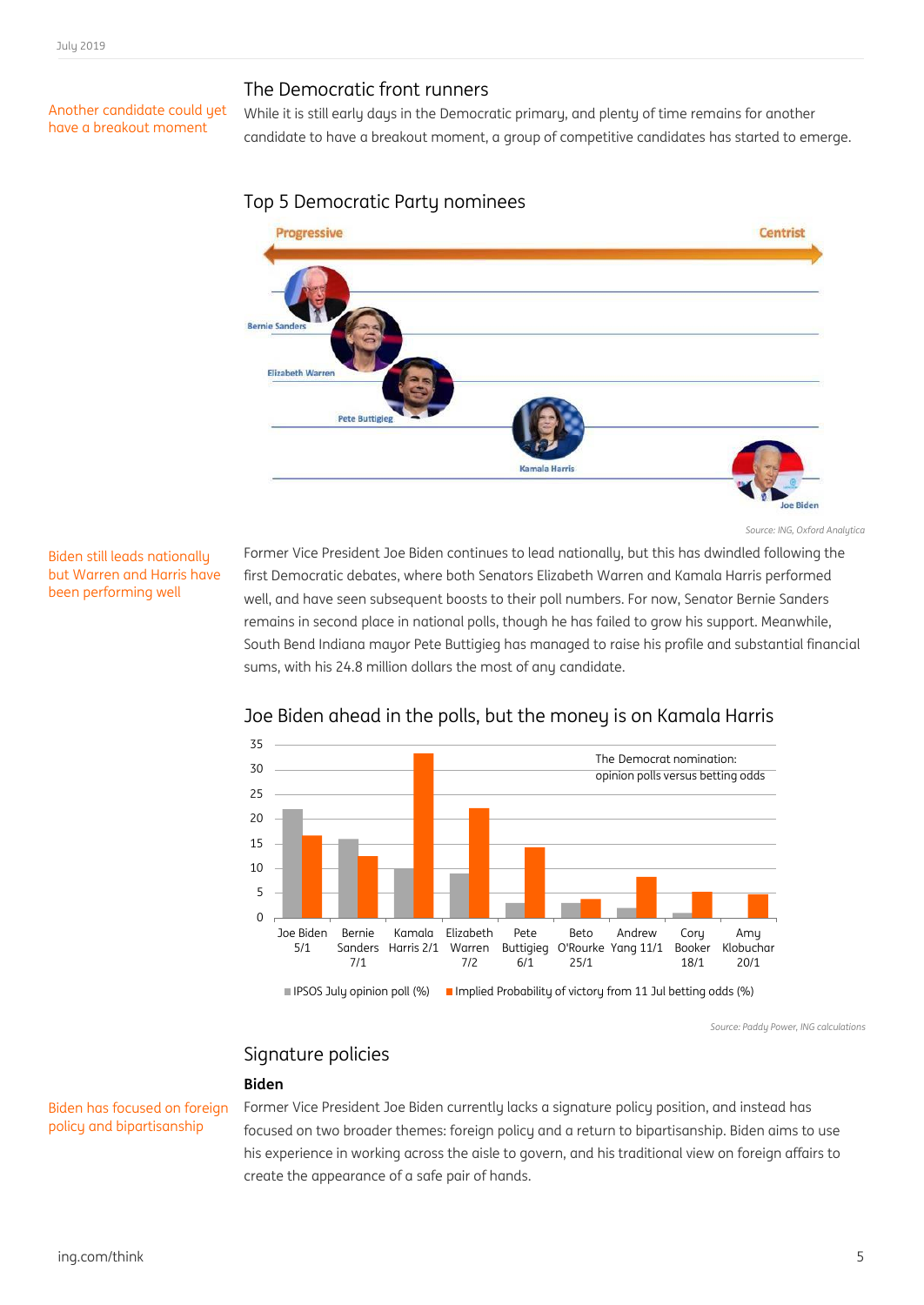## The Democratic front runners

Another candidate could yet have a breakout moment

While it is still early days in the Democratic primary, and plenty of time remains for another candidate to have a breakout moment, a group of competitive candidates has started to emerge.

### Top 5 Democratic Party nominees

Progressive
Centrist

Bernie Sanders
Elizabeth Warren
Pete Buttigieg
Kamala Harris
Joe Biden

*Source: ING, Oxford Analytica*

Biden still leads nationally but Warren and Harris have been performing well

Former Vice President Joe Biden continues to lead nationally, but this has dwindled following the first Democratic debates, where both Senators Elizabeth Warren and Kamala Harris performed well, and have seen subsequent boosts to their poll numbers. For now, Senator Bernie Sanders remains in second place in national polls, though he has failed to grow his support. Meanwhile, South Bend Indiana mayor Pete Buttigieg has managed to raise his profile and substantial financial sums, with his 24.8 million dollars the most of any candidate.

### Joe Biden ahead in the polls, but the money is on Kamala Harris

The Democrat nomination: opinion polls versus betting odds

35
30
25
20
15
10
5
0

Joe Biden 5/1
Bernie Sanders 7/1
Kamala Harris 2/1
Elizabeth Warren 7/2
Pete Buttigieg 6/1
Beto O'Rourke 25/1
Andrew Yang 11/1
Cory Booker 18/1
Amy Klobuchar 20/1

IPSOS July opinion poll (%)
Implied Probability of victory from 11 Jul betting odds (%)

*Source: Paddy Power, ING calculations*

## Signature policies

**Biden**

Biden has focused on foreign policy and bipartisanship

Former Vice President Joe Biden currently lacks a signature policy position, and instead has focused on two broader themes: foreign policy and a return to bipartisanship. Biden aims to use his experience in working across the aisle to govern, and his traditional view on foreign affairs to create the appearance of a safe pair of hands.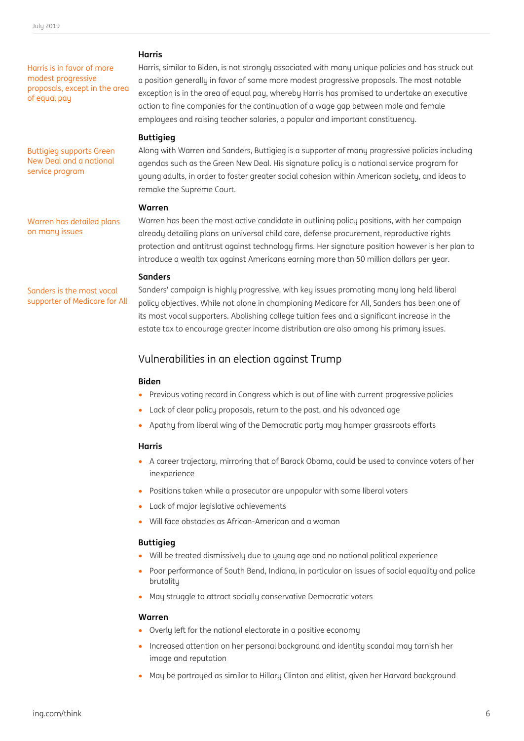### Harris

Harris is in favor of more modest progressive proposals, except in the area of equal pay

Harris, similar to Biden, is not strongly associated with many unique policies and has struck out a position generally in favor of some more modest progressive proposals. The most notable exception is in the area of equal pay, whereby Harris has promised to undertake an executive action to fine companies for the continuation of a wage gap between male and female employees and raising teacher salaries, a popular and important constituency.

### Buttigieg

Buttigieg supports Green New Deal and a national service program

Along with Warren and Sanders, Buttigieg is a supporter of many progressive policies including agendas such as the Green New Deal. His signature policy is a national service program for young adults, in order to foster greater social cohesion within American society, and ideas to remake the Supreme Court.

### Warren

Warren has detailed plans on many issues

Warren has been the most active candidate in outlining policy positions, with her campaign already detailing plans on universal child care, defense procurement, reproductive rights protection and antitrust against technology firms. Her signature position however is her plan to introduce a wealth tax against Americans earning more than 50 million dollars per year.

### Sanders

Sanders is the most vocal supporter of Medicare for All

Sanders' campaign is highly progressive, with key issues promoting many long held liberal policy objectives. While not alone in championing Medicare for All, Sanders has been one of its most vocal supporters. Abolishing college tuition fees and a significant increase in the estate tax to encourage greater income distribution are also among his primary issues.

## Vulnerabilities in an election against Trump

### Biden

- Previous voting record in Congress which is out of line with current progressive policies
- Lack of clear policy proposals, return to the past, and his advanced age
- Apathy from liberal wing of the Democratic party may hamper grassroots efforts

### Harris

- A career trajectory, mirroring that of Barack Obama, could be used to convince voters of her inexperience
- Positions taken while a prosecutor are unpopular with some liberal voters
- Lack of major legislative achievements
- Will face obstacles as African-American and a woman

### Buttigieg

- Will be treated dismissively due to young age and no national political experience
- Poor performance of South Bend, Indiana, in particular on issues of social equality and police brutality
- May struggle to attract socially conservative Democratic voters

### Warren

- Overly left for the national electorate in a positive economy
- Increased attention on her personal background and identity scandal may tarnish her image and reputation
- May be portrayed as similar to Hillary Clinton and elitist, given her Harvard background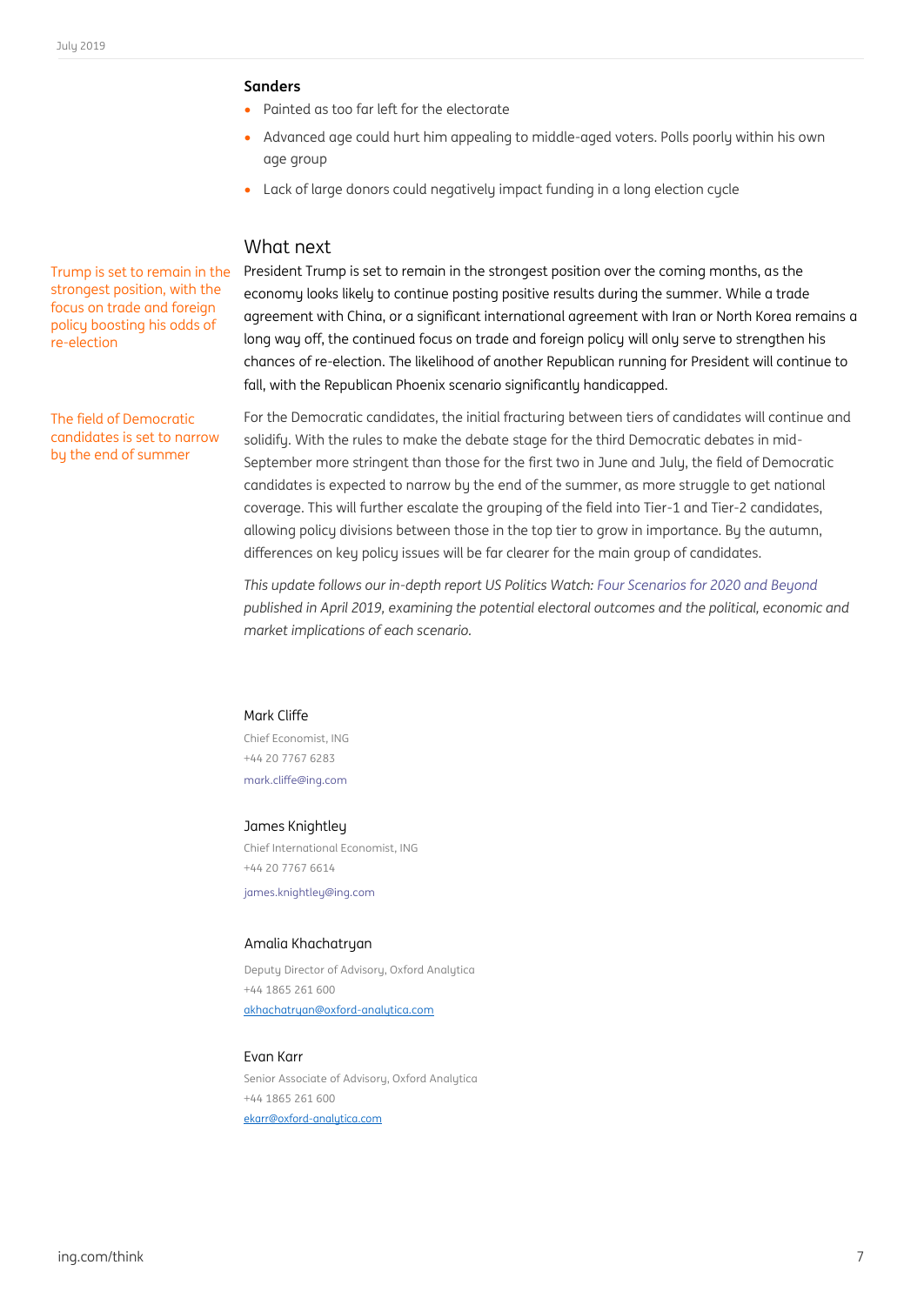**Sanders**

- Painted as too far left for the electorate
- Advanced age could hurt him appealing to middle-aged voters. Polls poorly within his own age group
- Lack of large donors could negatively impact funding in a long election cycle

## What next

Trump is set to remain in the strongest position, with the focus on trade and foreign policy boosting his odds of re-election

President Trump is set to remain in the strongest position over the coming months, as the economy looks likely to continue posting positive results during the summer. While a trade agreement with China, or a significant international agreement with Iran or North Korea remains a long way off, the continued focus on trade and foreign policy will only serve to strengthen his chances of re-election. The likelihood of another Republican running for President will continue to fall, with the Republican Phoenix scenario significantly handicapped.

The field of Democratic candidates is set to narrow by the end of summer

For the Democratic candidates, the initial fracturing between tiers of candidates will continue and solidify. With the rules to make the debate stage for the third Democratic debates in mid-September more stringent than those for the first two in June and July, the field of Democratic candidates is expected to narrow by the end of the summer, as more struggle to get national coverage. This will further escalate the grouping of the field into Tier-1 and Tier-2 candidates, allowing policy divisions between those in the top tier to grow in importance. By the autumn, differences on key policy issues will be far clearer for the main group of candidates.

*This update follows our in-depth report US Politics Watch: Four Scenarios for 2020 and Beyond published in April 2019, examining the potential electoral outcomes and the political, economic and market implications of each scenario.*

Mark Cliffe
Chief Economist, ING
+44 20 7767 6283
mark.cliffe@ing.com

James Knightley
Chief International Economist, ING
+44 20 7767 6614
james.knightley@ing.com

Amalia Khachatryan
Deputy Director of Advisory, Oxford Analytica
+44 1865 261 600
akhachatryan@oxford-analytica.com

Evan Karr
Senior Associate of Advisory, Oxford Analytica
+44 1865 261 600
ekarr@oxford-analytica.com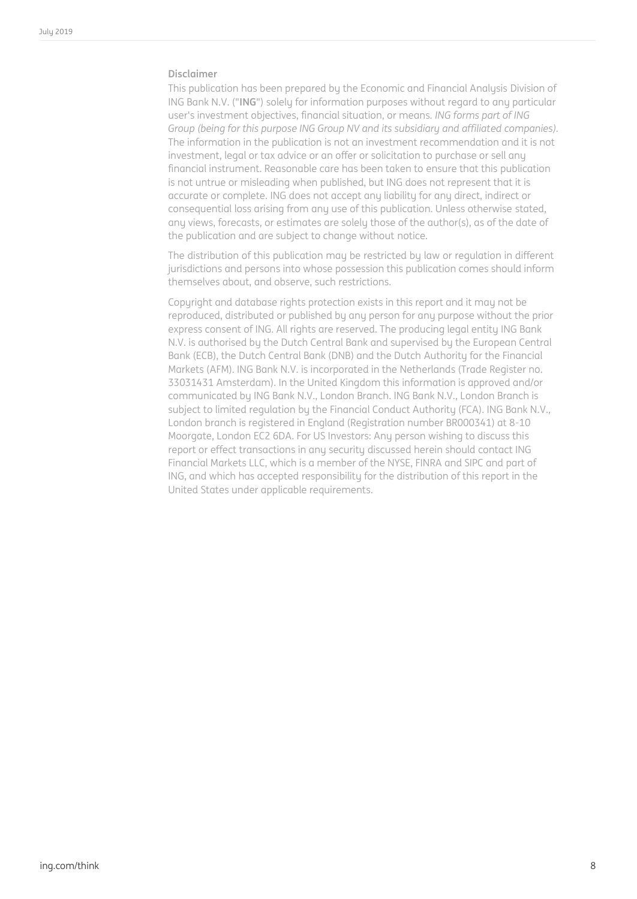**Disclaimer**

This publication has been prepared by the Economic and Financial Analysis Division of ING Bank N.V. ("**ING**") solely for information purposes without regard to any particular user's investment objectives, financial situation, or means. *ING forms part of ING Group (being for this purpose ING Group NV and its subsidiary and affiliated companies).* The information in the publication is not an investment recommendation and it is not investment, legal or tax advice or an offer or solicitation to purchase or sell any financial instrument. Reasonable care has been taken to ensure that this publication is not untrue or misleading when published, but ING does not represent that it is accurate or complete. ING does not accept any liability for any direct, indirect or consequential loss arising from any use of this publication. Unless otherwise stated, any views, forecasts, or estimates are solely those of the author(s), as of the date of the publication and are subject to change without notice.

The distribution of this publication may be restricted by law or regulation in different jurisdictions and persons into whose possession this publication comes should inform themselves about, and observe, such restrictions.

Copyright and database rights protection exists in this report and it may not be reproduced, distributed or published by any person for any purpose without the prior express consent of ING. All rights are reserved. The producing legal entity ING Bank N.V. is authorised by the Dutch Central Bank and supervised by the European Central Bank (ECB), the Dutch Central Bank (DNB) and the Dutch Authority for the Financial Markets (AFM). ING Bank N.V. is incorporated in the Netherlands (Trade Register no. 33031431 Amsterdam). In the United Kingdom this information is approved and/or communicated by ING Bank N.V., London Branch. ING Bank N.V., London Branch is subject to limited regulation by the Financial Conduct Authority (FCA). ING Bank N.V., London branch is registered in England (Registration number BR000341) at 8-10 Moorgate, London EC2 6DA. For US Investors: Any person wishing to discuss this report or effect transactions in any security discussed herein should contact ING Financial Markets LLC, which is a member of the NYSE, FINRA and SIPC and part of ING, and which has accepted responsibility for the distribution of this report in the United States under applicable requirements.